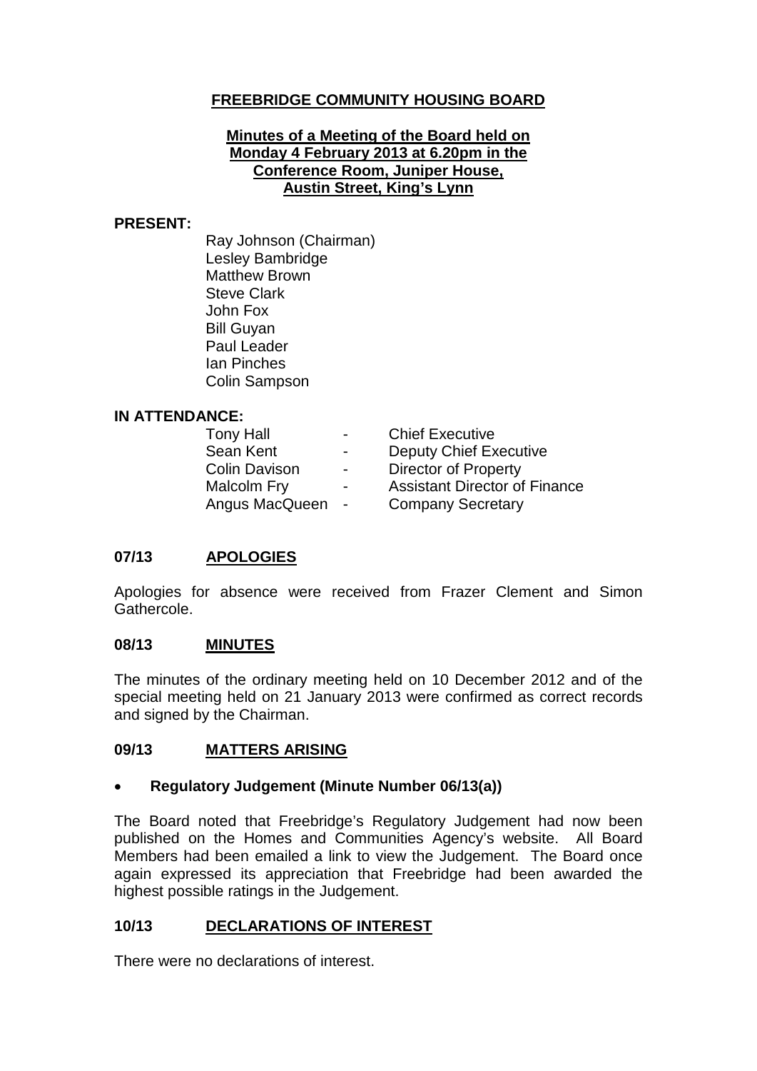# FREEBRIDGE COMMUNITY HOUSING BOARD

**Minutes of a Meeting of the Board held on Monday 4 February 2013 at 6.20pm in the Conference Room, Juniper House, Austin Street, King's Lynn**

**PRESENT:**

Ray Johnson (Chairman)
Lesley Bambridge
Matthew Brown
Steve Clark
John Fox
Bill Guyan
Paul Leader
Ian Pinches
Colin Sampson

**IN ATTENDANCE:**

| | | |
|---|---|---|
| Tony Hall | - | Chief Executive |
| Sean Kent | - | Deputy Chief Executive |
| Colin Davison | - | Director of Property |
| Malcolm Fry | - | Assistant Director of Finance |
| Angus MacQueen | - | Company Secretary |

## 07/13 APOLOGIES

Apologies for absence were received from Frazer Clement and Simon Gathercole.

## 08/13 MINUTES

The minutes of the ordinary meeting held on 10 December 2012 and of the special meeting held on 21 January 2013 were confirmed as correct records and signed by the Chairman.

## 09/13 MATTERS ARISING

- **Regulatory Judgement (Minute Number 06/13(a))**

The Board noted that Freebridge's Regulatory Judgement had now been published on the Homes and Communities Agency's website. All Board Members had been emailed a link to view the Judgement. The Board once again expressed its appreciation that Freebridge had been awarded the highest possible ratings in the Judgement.

## 10/13 DECLARATIONS OF INTEREST

There were no declarations of interest.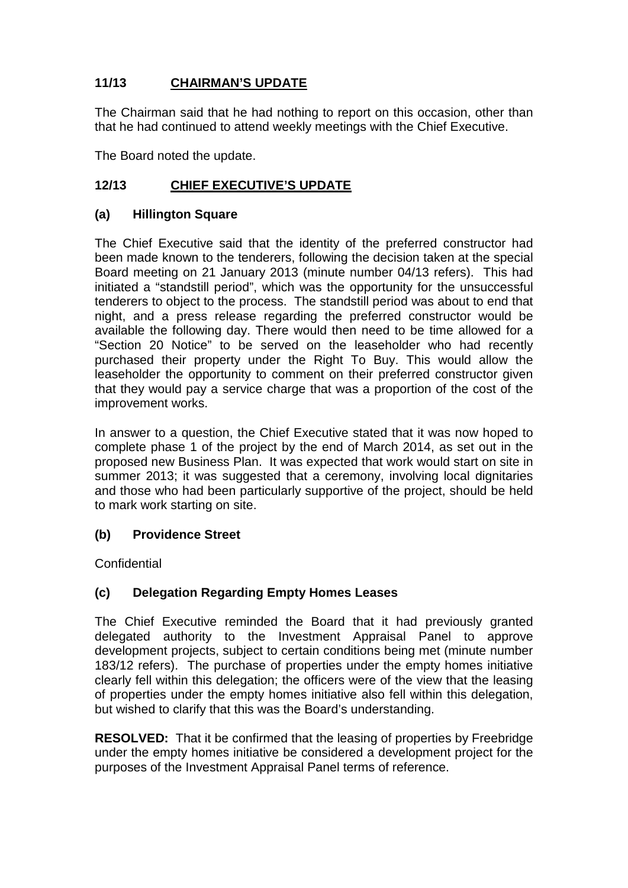## 11/13 CHAIRMAN'S UPDATE

The Chairman said that he had nothing to report on this occasion, other than that he had continued to attend weekly meetings with the Chief Executive.

The Board noted the update.

## 12/13 CHIEF EXECUTIVE'S UPDATE

### (a) Hillington Square

The Chief Executive said that the identity of the preferred constructor had been made known to the tenderers, following the decision taken at the special Board meeting on 21 January 2013 (minute number 04/13 refers). This had initiated a "standstill period", which was the opportunity for the unsuccessful tenderers to object to the process. The standstill period was about to end that night, and a press release regarding the preferred constructor would be available the following day. There would then need to be time allowed for a "Section 20 Notice" to be served on the leaseholder who had recently purchased their property under the Right To Buy. This would allow the leaseholder the opportunity to comment on their preferred constructor given that they would pay a service charge that was a proportion of the cost of the improvement works.

In answer to a question, the Chief Executive stated that it was now hoped to complete phase 1 of the project by the end of March 2014, as set out in the proposed new Business Plan. It was expected that work would start on site in summer 2013; it was suggested that a ceremony, involving local dignitaries and those who had been particularly supportive of the project, should be held to mark work starting on site.

### (b) Providence Street

Confidential

### (c) Delegation Regarding Empty Homes Leases

The Chief Executive reminded the Board that it had previously granted delegated authority to the Investment Appraisal Panel to approve development projects, subject to certain conditions being met (minute number 183/12 refers). The purchase of properties under the empty homes initiative clearly fell within this delegation; the officers were of the view that the leasing of properties under the empty homes initiative also fell within this delegation, but wished to clarify that this was the Board's understanding.

**RESOLVED:** That it be confirmed that the leasing of properties by Freebridge under the empty homes initiative be considered a development project for the purposes of the Investment Appraisal Panel terms of reference.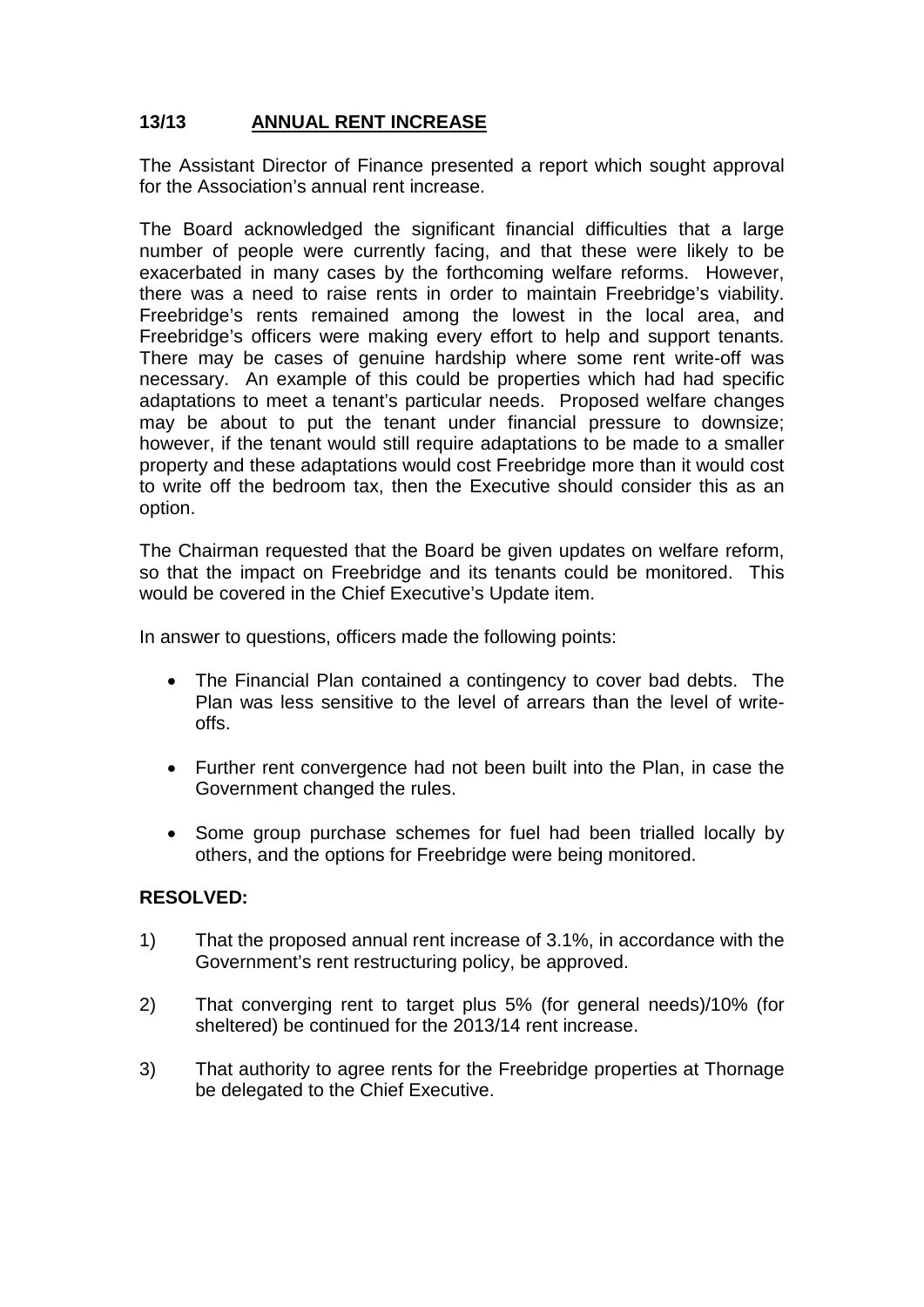## 13/13 ANNUAL RENT INCREASE

The Assistant Director of Finance presented a report which sought approval for the Association's annual rent increase.

The Board acknowledged the significant financial difficulties that a large number of people were currently facing, and that these were likely to be exacerbated in many cases by the forthcoming welfare reforms. However, there was a need to raise rents in order to maintain Freebridge's viability. Freebridge's rents remained among the lowest in the local area, and Freebridge's officers were making every effort to help and support tenants. There may be cases of genuine hardship where some rent write-off was necessary. An example of this could be properties which had had specific adaptations to meet a tenant's particular needs. Proposed welfare changes may be about to put the tenant under financial pressure to downsize; however, if the tenant would still require adaptations to be made to a smaller property and these adaptations would cost Freebridge more than it would cost to write off the bedroom tax, then the Executive should consider this as an option.

The Chairman requested that the Board be given updates on welfare reform, so that the impact on Freebridge and its tenants could be monitored. This would be covered in the Chief Executive's Update item.

In answer to questions, officers made the following points:

- The Financial Plan contained a contingency to cover bad debts. The Plan was less sensitive to the level of arrears than the level of write-offs.
- Further rent convergence had not been built into the Plan, in case the Government changed the rules.
- Some group purchase schemes for fuel had been trialled locally by others, and the options for Freebridge were being monitored.

**RESOLVED:**

1) That the proposed annual rent increase of 3.1%, in accordance with the Government's rent restructuring policy, be approved.

2) That converging rent to target plus 5% (for general needs)/10% (for sheltered) be continued for the 2013/14 rent increase.

3) That authority to agree rents for the Freebridge properties at Thornage be delegated to the Chief Executive.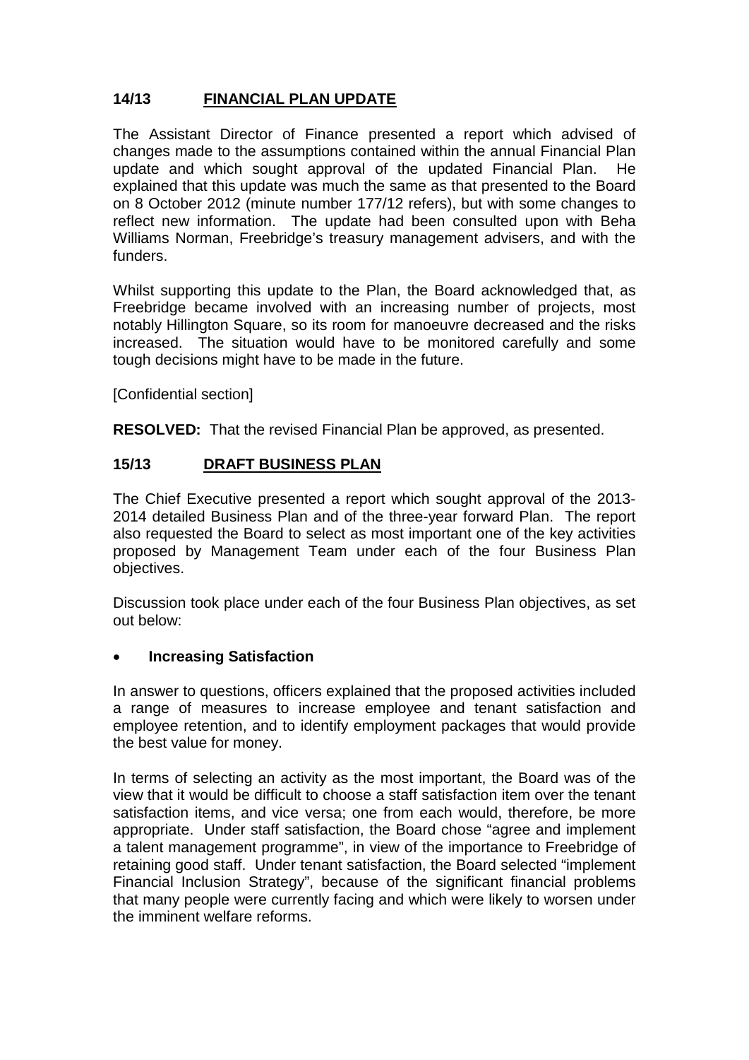## 14/13 FINANCIAL PLAN UPDATE

The Assistant Director of Finance presented a report which advised of changes made to the assumptions contained within the annual Financial Plan update and which sought approval of the updated Financial Plan. He explained that this update was much the same as that presented to the Board on 8 October 2012 (minute number 177/12 refers), but with some changes to reflect new information. The update had been consulted upon with Beha Williams Norman, Freebridge's treasury management advisers, and with the funders.

Whilst supporting this update to the Plan, the Board acknowledged that, as Freebridge became involved with an increasing number of projects, most notably Hillington Square, so its room for manoeuvre decreased and the risks increased. The situation would have to be monitored carefully and some tough decisions might have to be made in the future.

[Confidential section]

**RESOLVED:** That the revised Financial Plan be approved, as presented.

## 15/13 DRAFT BUSINESS PLAN

The Chief Executive presented a report which sought approval of the 2013-2014 detailed Business Plan and of the three-year forward Plan. The report also requested the Board to select as most important one of the key activities proposed by Management Team under each of the four Business Plan objectives.

Discussion took place under each of the four Business Plan objectives, as set out below:

- **Increasing Satisfaction**

In answer to questions, officers explained that the proposed activities included a range of measures to increase employee and tenant satisfaction and employee retention, and to identify employment packages that would provide the best value for money.

In terms of selecting an activity as the most important, the Board was of the view that it would be difficult to choose a staff satisfaction item over the tenant satisfaction items, and vice versa; one from each would, therefore, be more appropriate. Under staff satisfaction, the Board chose "agree and implement a talent management programme", in view of the importance to Freebridge of retaining good staff. Under tenant satisfaction, the Board selected "implement Financial Inclusion Strategy", because of the significant financial problems that many people were currently facing and which were likely to worsen under the imminent welfare reforms.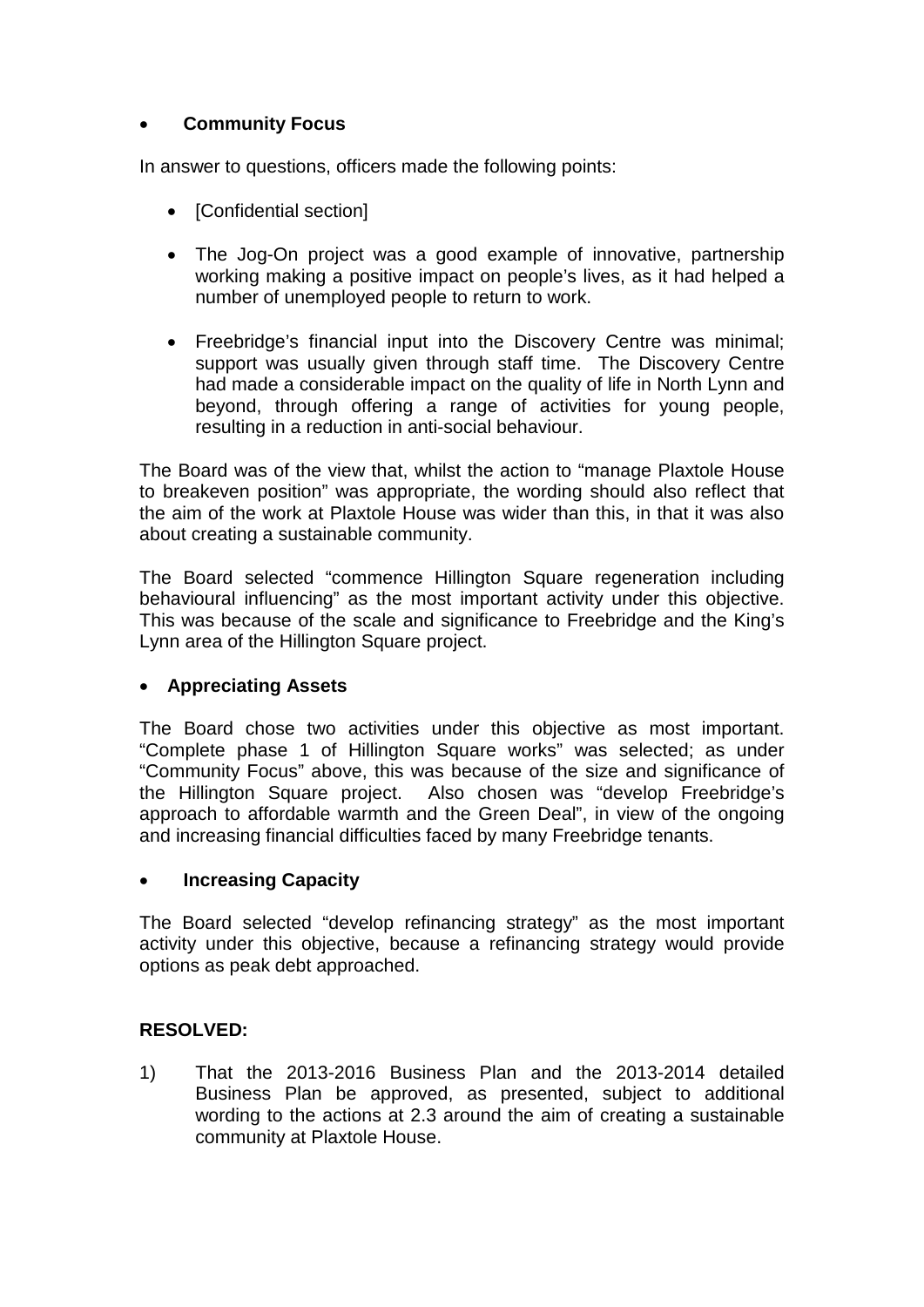- **Community Focus**

In answer to questions, officers made the following points:

- [Confidential section]

- The Jog-On project was a good example of innovative, partnership working making a positive impact on people's lives, as it had helped a number of unemployed people to return to work.

- Freebridge's financial input into the Discovery Centre was minimal; support was usually given through staff time. The Discovery Centre had made a considerable impact on the quality of life in North Lynn and beyond, through offering a range of activities for young people, resulting in a reduction in anti-social behaviour.

The Board was of the view that, whilst the action to "manage Plaxtole House to breakeven position" was appropriate, the wording should also reflect that the aim of the work at Plaxtole House was wider than this, in that it was also about creating a sustainable community.

The Board selected "commence Hillington Square regeneration including behavioural influencing" as the most important activity under this objective. This was because of the scale and significance to Freebridge and the King's Lynn area of the Hillington Square project.

- **Appreciating Assets**

The Board chose two activities under this objective as most important. "Complete phase 1 of Hillington Square works" was selected; as under "Community Focus" above, this was because of the size and significance of the Hillington Square project. Also chosen was "develop Freebridge's approach to affordable warmth and the Green Deal", in view of the ongoing and increasing financial difficulties faced by many Freebridge tenants.

- **Increasing Capacity**

The Board selected "develop refinancing strategy" as the most important activity under this objective, because a refinancing strategy would provide options as peak debt approached.

**RESOLVED:**

1) That the 2013-2016 Business Plan and the 2013-2014 detailed Business Plan be approved, as presented, subject to additional wording to the actions at 2.3 around the aim of creating a sustainable community at Plaxtole House.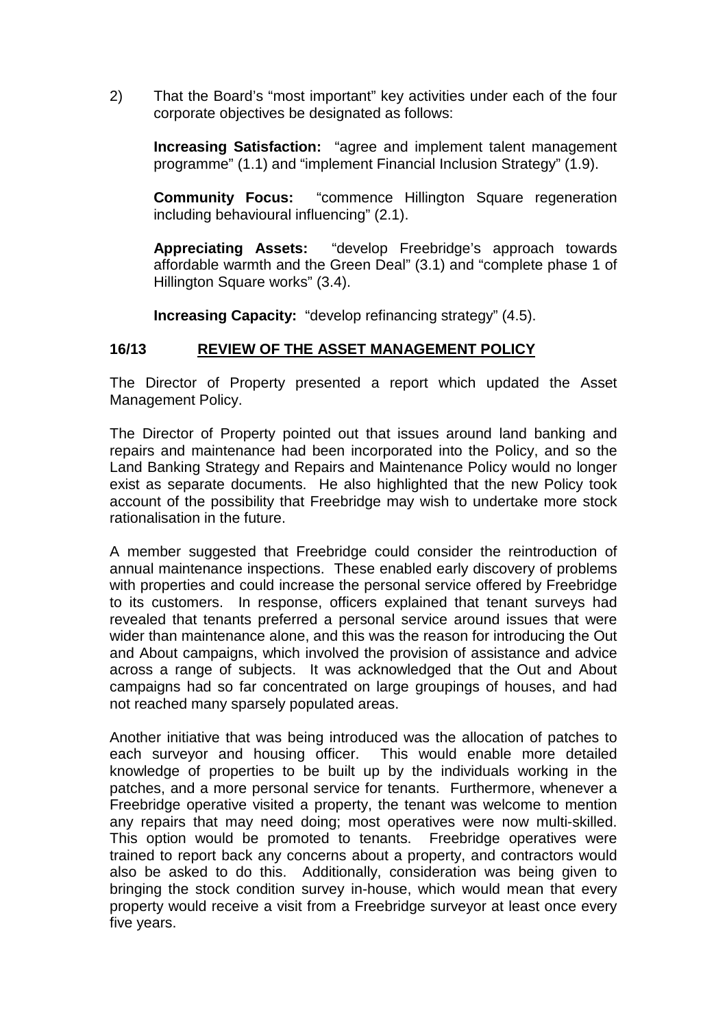2) That the Board's "most important" key activities under each of the four corporate objectives be designated as follows:

**Increasing Satisfaction:** "agree and implement talent management programme" (1.1) and "implement Financial Inclusion Strategy" (1.9).

**Community Focus:** "commence Hillington Square regeneration including behavioural influencing" (2.1).

**Appreciating Assets:** "develop Freebridge's approach towards affordable warmth and the Green Deal" (3.1) and "complete phase 1 of Hillington Square works" (3.4).

**Increasing Capacity:** "develop refinancing strategy" (4.5).

## 16/13 REVIEW OF THE ASSET MANAGEMENT POLICY

The Director of Property presented a report which updated the Asset Management Policy.

The Director of Property pointed out that issues around land banking and repairs and maintenance had been incorporated into the Policy, and so the Land Banking Strategy and Repairs and Maintenance Policy would no longer exist as separate documents. He also highlighted that the new Policy took account of the possibility that Freebridge may wish to undertake more stock rationalisation in the future.

A member suggested that Freebridge could consider the reintroduction of annual maintenance inspections. These enabled early discovery of problems with properties and could increase the personal service offered by Freebridge to its customers. In response, officers explained that tenant surveys had revealed that tenants preferred a personal service around issues that were wider than maintenance alone, and this was the reason for introducing the Out and About campaigns, which involved the provision of assistance and advice across a range of subjects. It was acknowledged that the Out and About campaigns had so far concentrated on large groupings of houses, and had not reached many sparsely populated areas.

Another initiative that was being introduced was the allocation of patches to each surveyor and housing officer. This would enable more detailed knowledge of properties to be built up by the individuals working in the patches, and a more personal service for tenants. Furthermore, whenever a Freebridge operative visited a property, the tenant was welcome to mention any repairs that may need doing; most operatives were now multi-skilled. This option would be promoted to tenants. Freebridge operatives were trained to report back any concerns about a property, and contractors would also be asked to do this. Additionally, consideration was being given to bringing the stock condition survey in-house, which would mean that every property would receive a visit from a Freebridge surveyor at least once every five years.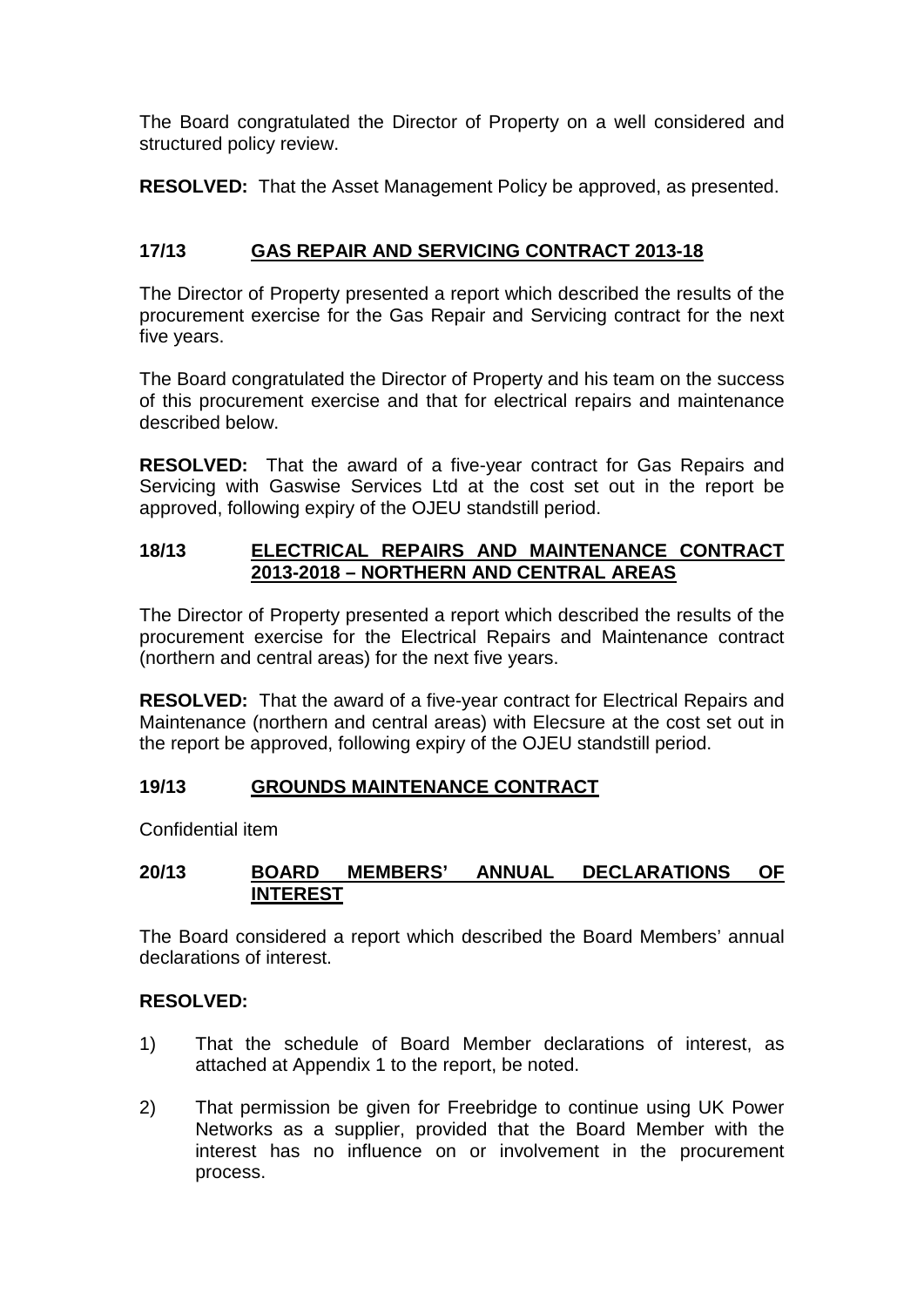The Board congratulated the Director of Property on a well considered and structured policy review.

**RESOLVED:** That the Asset Management Policy be approved, as presented.

## 17/13 GAS REPAIR AND SERVICING CONTRACT 2013-18

The Director of Property presented a report which described the results of the procurement exercise for the Gas Repair and Servicing contract for the next five years.

The Board congratulated the Director of Property and his team on the success of this procurement exercise and that for electrical repairs and maintenance described below.

**RESOLVED:** That the award of a five-year contract for Gas Repairs and Servicing with Gaswise Services Ltd at the cost set out in the report be approved, following expiry of the OJEU standstill period.

## 18/13 ELECTRICAL REPAIRS AND MAINTENANCE CONTRACT 2013-2018 – NORTHERN AND CENTRAL AREAS

The Director of Property presented a report which described the results of the procurement exercise for the Electrical Repairs and Maintenance contract (northern and central areas) for the next five years.

**RESOLVED:** That the award of a five-year contract for Electrical Repairs and Maintenance (northern and central areas) with Elecsure at the cost set out in the report be approved, following expiry of the OJEU standstill period.

## 19/13 GROUNDS MAINTENANCE CONTRACT

Confidential item

## 20/13 BOARD MEMBERS' ANNUAL DECLARATIONS OF INTEREST

The Board considered a report which described the Board Members' annual declarations of interest.

**RESOLVED:**

1) That the schedule of Board Member declarations of interest, as attached at Appendix 1 to the report, be noted.

2) That permission be given for Freebridge to continue using UK Power Networks as a supplier, provided that the Board Member with the interest has no influence on or involvement in the procurement process.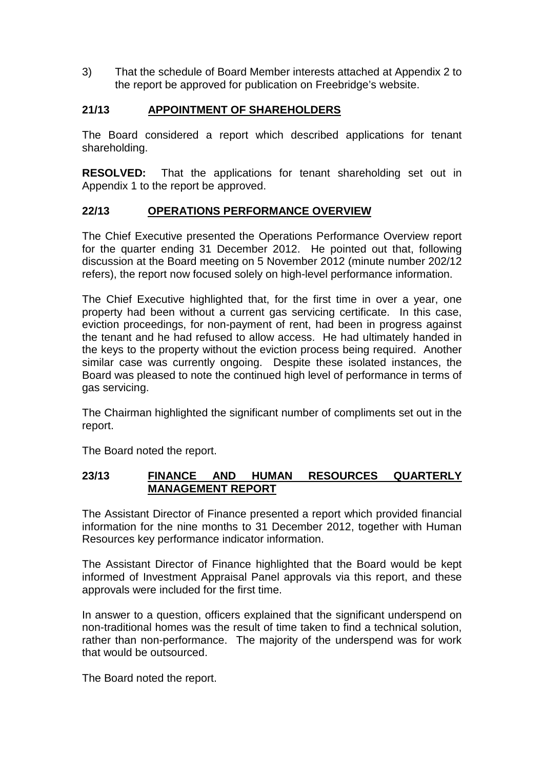3) That the schedule of Board Member interests attached at Appendix 2 to the report be approved for publication on Freebridge's website.

## 21/13 APPOINTMENT OF SHAREHOLDERS

The Board considered a report which described applications for tenant shareholding.

**RESOLVED:** That the applications for tenant shareholding set out in Appendix 1 to the report be approved.

## 22/13 OPERATIONS PERFORMANCE OVERVIEW

The Chief Executive presented the Operations Performance Overview report for the quarter ending 31 December 2012. He pointed out that, following discussion at the Board meeting on 5 November 2012 (minute number 202/12 refers), the report now focused solely on high-level performance information.

The Chief Executive highlighted that, for the first time in over a year, one property had been without a current gas servicing certificate. In this case, eviction proceedings, for non-payment of rent, had been in progress against the tenant and he had refused to allow access. He had ultimately handed in the keys to the property without the eviction process being required. Another similar case was currently ongoing. Despite these isolated instances, the Board was pleased to note the continued high level of performance in terms of gas servicing.

The Chairman highlighted the significant number of compliments set out in the report.

The Board noted the report.

## 23/13 FINANCE AND HUMAN RESOURCES QUARTERLY MANAGEMENT REPORT

The Assistant Director of Finance presented a report which provided financial information for the nine months to 31 December 2012, together with Human Resources key performance indicator information.

The Assistant Director of Finance highlighted that the Board would be kept informed of Investment Appraisal Panel approvals via this report, and these approvals were included for the first time.

In answer to a question, officers explained that the significant underspend on non-traditional homes was the result of time taken to find a technical solution, rather than non-performance. The majority of the underspend was for work that would be outsourced.

The Board noted the report.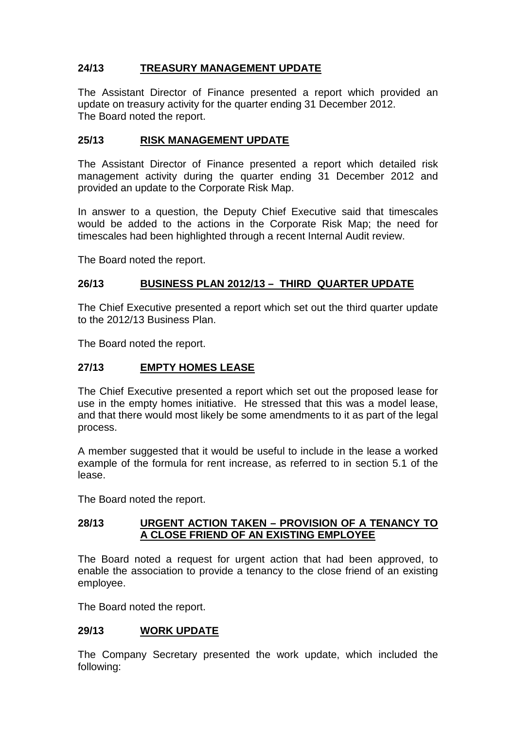**24/13 TREASURY MANAGEMENT UPDATE**

The Assistant Director of Finance presented a report which provided an update on treasury activity for the quarter ending 31 December 2012.
The Board noted the report.

**25/13 RISK MANAGEMENT UPDATE**

The Assistant Director of Finance presented a report which detailed risk management activity during the quarter ending 31 December 2012 and provided an update to the Corporate Risk Map.

In answer to a question, the Deputy Chief Executive said that timescales would be added to the actions in the Corporate Risk Map; the need for timescales had been highlighted through a recent Internal Audit review.

The Board noted the report.

**26/13 BUSINESS PLAN 2012/13 – THIRD QUARTER UPDATE**

The Chief Executive presented a report which set out the third quarter update to the 2012/13 Business Plan.

The Board noted the report.

**27/13 EMPTY HOMES LEASE**

The Chief Executive presented a report which set out the proposed lease for use in the empty homes initiative. He stressed that this was a model lease, and that there would most likely be some amendments to it as part of the legal process.

A member suggested that it would be useful to include in the lease a worked example of the formula for rent increase, as referred to in section 5.1 of the lease.

The Board noted the report.

**28/13 URGENT ACTION TAKEN – PROVISION OF A TENANCY TO A CLOSE FRIEND OF AN EXISTING EMPLOYEE**

The Board noted a request for urgent action that had been approved, to enable the association to provide a tenancy to the close friend of an existing employee.

The Board noted the report.

**29/13 WORK UPDATE**

The Company Secretary presented the work update, which included the following: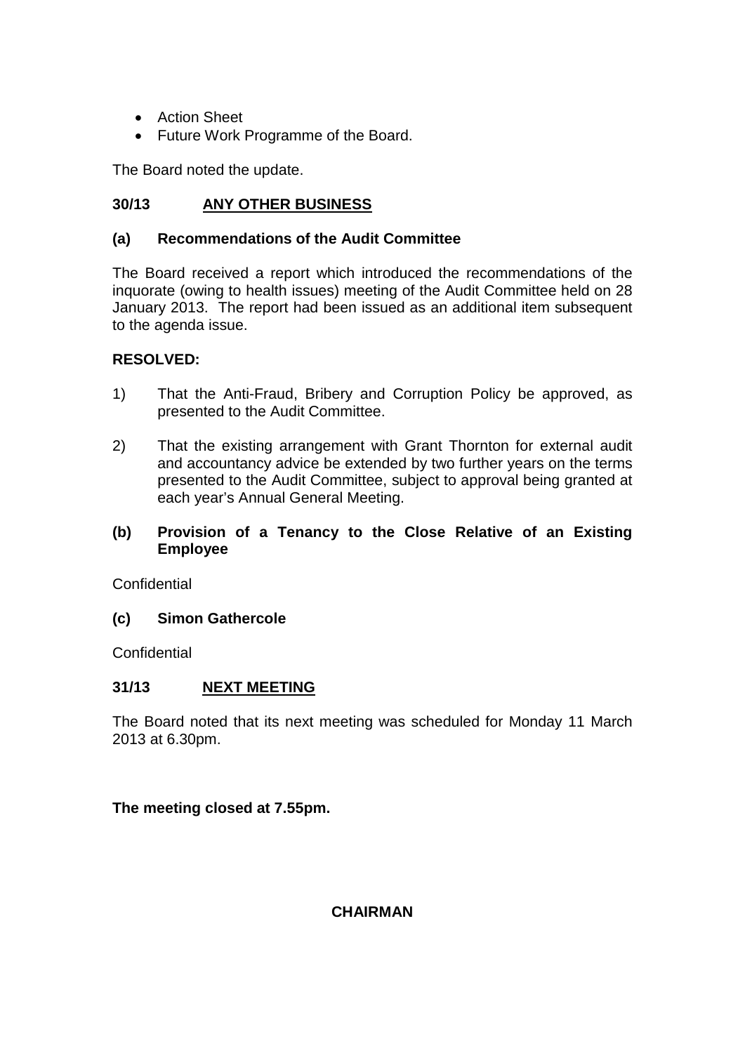- Action Sheet
- Future Work Programme of the Board.

The Board noted the update.

## 30/13 ANY OTHER BUSINESS

### (a) Recommendations of the Audit Committee

The Board received a report which introduced the recommendations of the inquorate (owing to health issues) meeting of the Audit Committee held on 28 January 2013. The report had been issued as an additional item subsequent to the agenda issue.

**RESOLVED:**

1) That the Anti-Fraud, Bribery and Corruption Policy be approved, as presented to the Audit Committee.

2) That the existing arrangement with Grant Thornton for external audit and accountancy advice be extended by two further years on the terms presented to the Audit Committee, subject to approval being granted at each year's Annual General Meeting.

### (b) Provision of a Tenancy to the Close Relative of an Existing Employee

Confidential

### (c) Simon Gathercole

Confidential

## 31/13 NEXT MEETING

The Board noted that its next meeting was scheduled for Monday 11 March 2013 at 6.30pm.

**The meeting closed at 7.55pm.**

**CHAIRMAN**